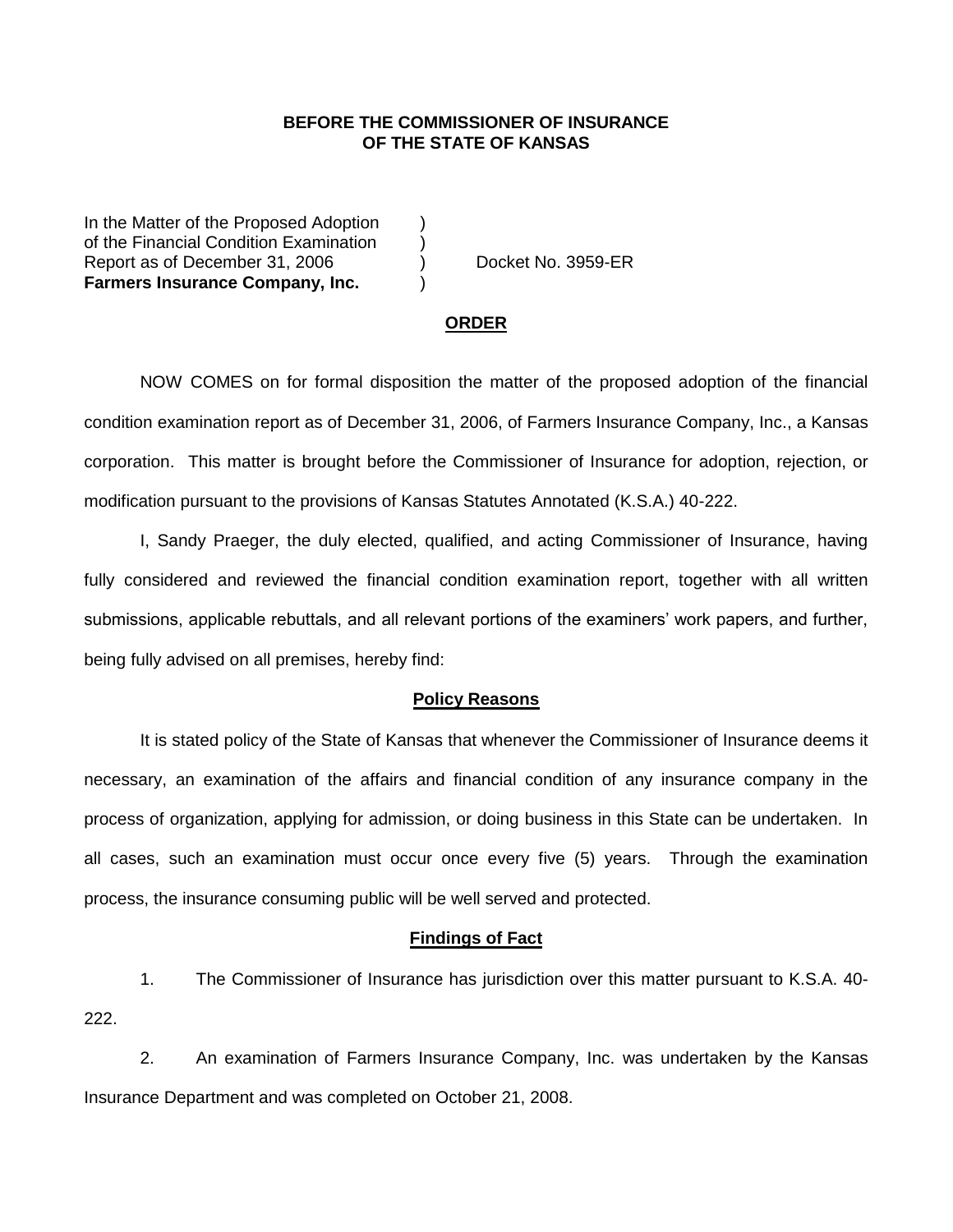**BEFORE THE COMMISSIONER OF INSURANCE**
**OF THE STATE OF KANSAS**

In the Matter of the Proposed Adoption )
of the Financial Condition Examination )
Report as of December 31, 2006 ) Docket No. 3959-ER
**Farmers Insurance Company, Inc.** )

## ORDER

NOW COMES on for formal disposition the matter of the proposed adoption of the financial condition examination report as of December 31, 2006, of Farmers Insurance Company, Inc., a Kansas corporation. This matter is brought before the Commissioner of Insurance for adoption, rejection, or modification pursuant to the provisions of Kansas Statutes Annotated (K.S.A.) 40-222.

I, Sandy Praeger, the duly elected, qualified, and acting Commissioner of Insurance, having fully considered and reviewed the financial condition examination report, together with all written submissions, applicable rebuttals, and all relevant portions of the examiners' work papers, and further, being fully advised on all premises, hereby find:

## Policy Reasons

It is stated policy of the State of Kansas that whenever the Commissioner of Insurance deems it necessary, an examination of the affairs and financial condition of any insurance company in the process of organization, applying for admission, or doing business in this State can be undertaken. In all cases, such an examination must occur once every five (5) years. Through the examination process, the insurance consuming public will be well served and protected.

## Findings of Fact

1. The Commissioner of Insurance has jurisdiction over this matter pursuant to K.S.A. 40-222.

2. An examination of Farmers Insurance Company, Inc. was undertaken by the Kansas Insurance Department and was completed on October 21, 2008.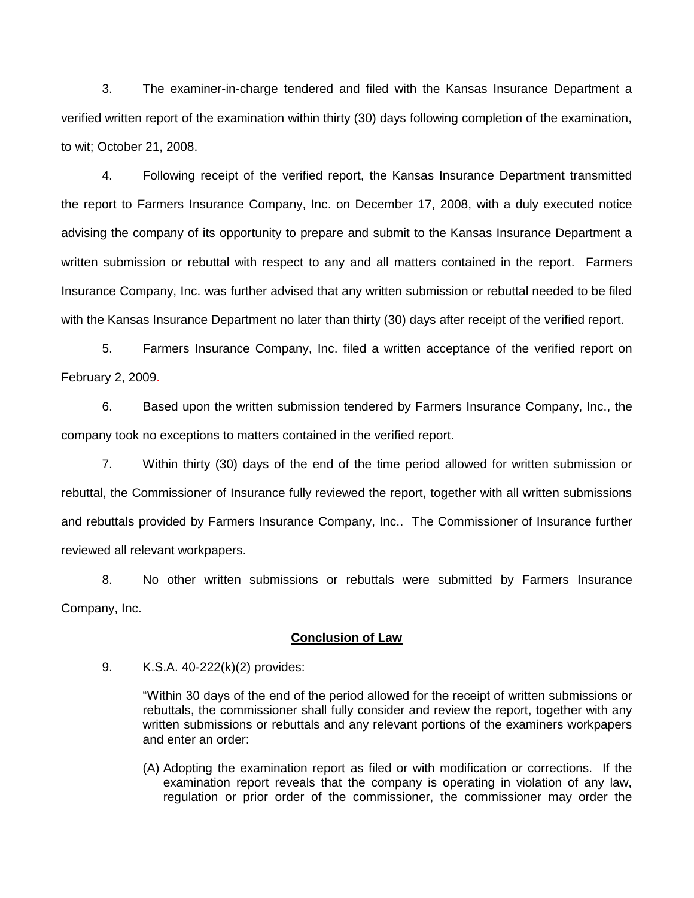3. The examiner-in-charge tendered and filed with the Kansas Insurance Department a verified written report of the examination within thirty (30) days following completion of the examination, to wit; October 21, 2008.

4. Following receipt of the verified report, the Kansas Insurance Department transmitted the report to Farmers Insurance Company, Inc. on December 17, 2008, with a duly executed notice advising the company of its opportunity to prepare and submit to the Kansas Insurance Department a written submission or rebuttal with respect to any and all matters contained in the report. Farmers Insurance Company, Inc. was further advised that any written submission or rebuttal needed to be filed with the Kansas Insurance Department no later than thirty (30) days after receipt of the verified report.

5. Farmers Insurance Company, Inc. filed a written acceptance of the verified report on February 2, 2009.

6. Based upon the written submission tendered by Farmers Insurance Company, Inc., the company took no exceptions to matters contained in the verified report.

7. Within thirty (30) days of the end of the time period allowed for written submission or rebuttal, the Commissioner of Insurance fully reviewed the report, together with all written submissions and rebuttals provided by Farmers Insurance Company, Inc.. The Commissioner of Insurance further reviewed all relevant workpapers.

8. No other written submissions or rebuttals were submitted by Farmers Insurance Company, Inc.

## **Conclusion of Law**

9. K.S.A. 40-222(k)(2) provides:

> "Within 30 days of the end of the period allowed for the receipt of written submissions or rebuttals, the commissioner shall fully consider and review the report, together with any written submissions or rebuttals and any relevant portions of the examiners workpapers and enter an order:
>
> (A) Adopting the examination report as filed or with modification or corrections. If the examination report reveals that the company is operating in violation of any law, regulation or prior order of the commissioner, the commissioner may order the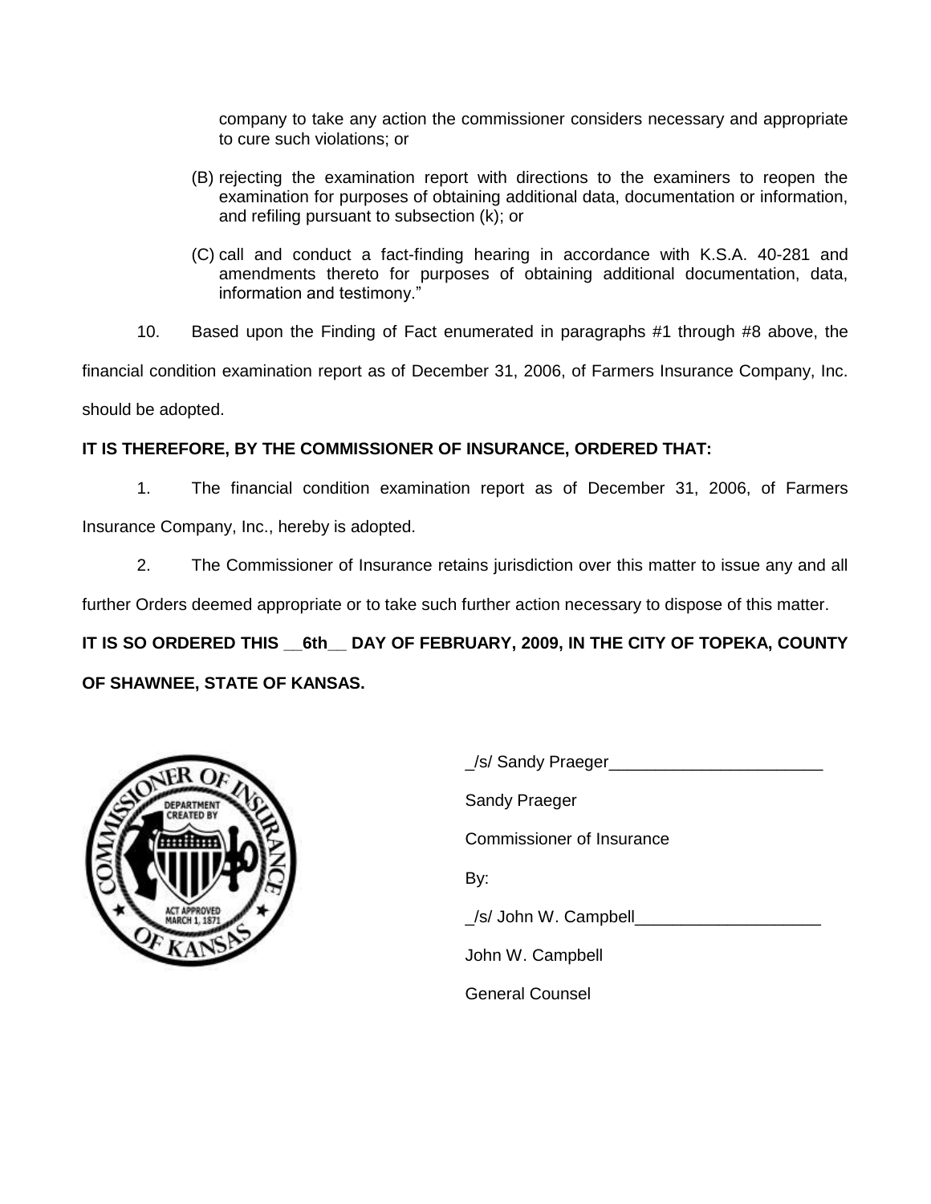company to take any action the commissioner considers necessary and appropriate to cure such violations; or

(B) rejecting the examination report with directions to the examiners to reopen the examination for purposes of obtaining additional data, documentation or information, and refiling pursuant to subsection (k); or

(C) call and conduct a fact-finding hearing in accordance with K.S.A. 40-281 and amendments thereto for purposes of obtaining additional documentation, data, information and testimony."

10. Based upon the Finding of Fact enumerated in paragraphs #1 through #8 above, the financial condition examination report as of December 31, 2006, of Farmers Insurance Company, Inc. should be adopted.

**IT IS THEREFORE, BY THE COMMISSIONER OF INSURANCE, ORDERED THAT:**

1. The financial condition examination report as of December 31, 2006, of Farmers Insurance Company, Inc., hereby is adopted.

2. The Commissioner of Insurance retains jurisdiction over this matter to issue any and all further Orders deemed appropriate or to take such further action necessary to dispose of this matter.

**IT IS SO ORDERED THIS __6th__ DAY OF FEBRUARY, 2009, IN THE CITY OF TOPEKA, COUNTY OF SHAWNEE, STATE OF KANSAS.**

_/s/ Sandy Praeger_______________________

Sandy Praeger

Commissioner of Insurance

By:

_/s/ John W. Campbell____________________

John W. Campbell

General Counsel